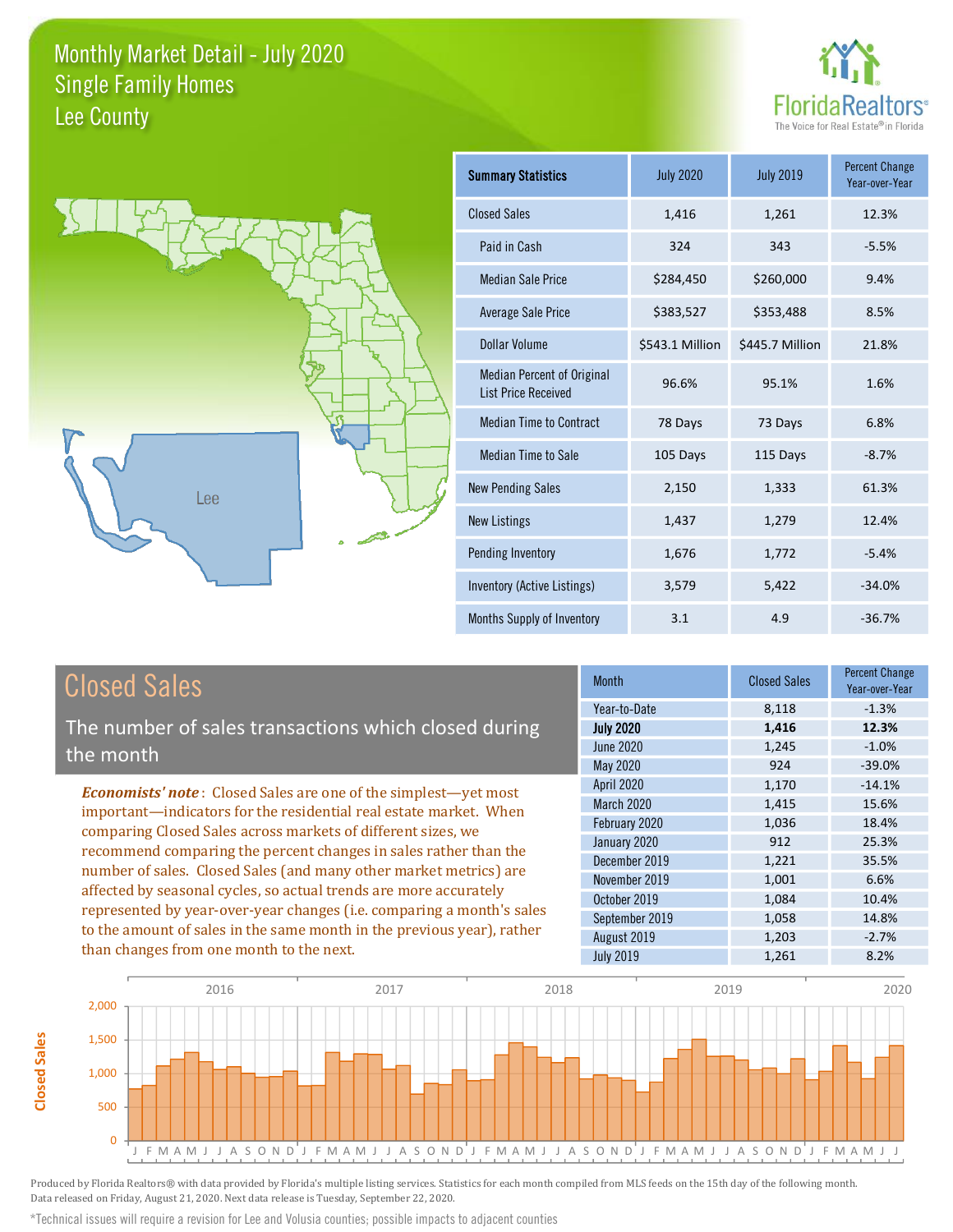# Monthly Market Detail - July 2020
## Single Family Homes
## Lee County

FloridaRealtors® The Voice for Real Estate® in Florida

| Summary Statistics | July 2020 | July 2019 | Percent Change Year-over-Year |
|---|---|---|---|
| Closed Sales | 1,416 | 1,261 | 12.3% |
| Paid in Cash | 324 | 343 | -5.5% |
| Median Sale Price | $284,450 | $260,000 | 9.4% |
| Average Sale Price | $383,527 | $353,488 | 8.5% |
| Dollar Volume | $543.1 Million | $445.7 Million | 21.8% |
| Median Percent of Original List Price Received | 96.6% | 95.1% | 1.6% |
| Median Time to Contract | 78 Days | 73 Days | 6.8% |
| Median Time to Sale | 105 Days | 115 Days | -8.7% |
| New Pending Sales | 2,150 | 1,333 | 61.3% |
| New Listings | 1,437 | 1,279 | 12.4% |
| Pending Inventory | 1,676 | 1,772 | -5.4% |
| Inventory (Active Listings) | 3,579 | 5,422 | -34.0% |
| Months Supply of Inventory | 3.1 | 4.9 | -36.7% |

## Closed Sales

The number of sales transactions which closed during the month

***Economists' note***: Closed Sales are one of the simplest—yet most important—indicators for the residential real estate market. When comparing Closed Sales across markets of different sizes, we recommend comparing the percent changes in sales rather than the number of sales. Closed Sales (and many other market metrics) are affected by seasonal cycles, so actual trends are more accurately represented by year-over-year changes (i.e. comparing a month's sales to the amount of sales in the same month in the previous year), rather than changes from one month to the next.

| Month | Closed Sales | Percent Change Year-over-Year |
|---|---|---|
| Year-to-Date | 8,118 | -1.3% |
| **July 2020** | **1,416** | **12.3%** |
| June 2020 | 1,245 | -1.0% |
| May 2020 | 924 | -39.0% |
| April 2020 | 1,170 | -14.1% |
| March 2020 | 1,415 | 15.6% |
| February 2020 | 1,036 | 18.4% |
| January 2020 | 912 | 25.3% |
| December 2019 | 1,221 | 35.5% |
| November 2019 | 1,001 | 6.6% |
| October 2019 | 1,084 | 10.4% |
| September 2019 | 1,058 | 14.8% |
| August 2019 | 1,203 | -2.7% |
| July 2019 | 1,261 | 8.2% |

Produced by Florida Realtors® with data provided by Florida's multiple listing services. Statistics for each month compiled from MLS feeds on the 15th day of the following month. Data released on Friday, August 21, 2020. Next data release is Tuesday, September 22, 2020.

*Technical issues will require a revision for Lee and Volusia counties; possible impacts to adjacent counties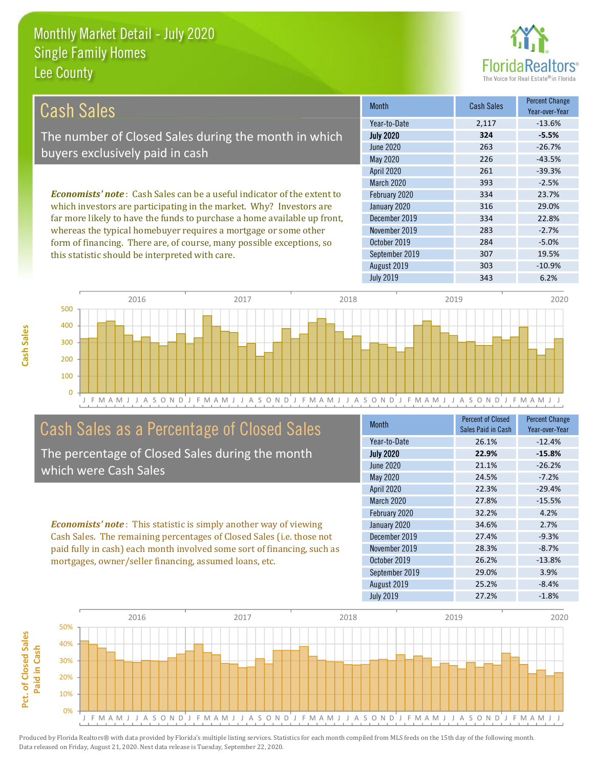# Monthly Market Detail - July 2020
## Single Family Homes
## Lee County

## Cash Sales

The number of Closed Sales during the month in which buyers exclusively paid in cash

*Economists' note*: Cash Sales can be a useful indicator of the extent to which investors are participating in the market. Why? Investors are far more likely to have the funds to purchase a home available up front, whereas the typical homebuyer requires a mortgage or some other form of financing. There are, of course, many possible exceptions, so this statistic should be interpreted with care.

| Month | Cash Sales | Percent Change Year-over-Year |
|---|---|---|
| Year-to-Date | 2,117 | -13.6% |
| **July 2020** | **324** | **-5.5%** |
| June 2020 | 263 | -26.7% |
| May 2020 | 226 | -43.5% |
| April 2020 | 261 | -39.3% |
| March 2020 | 393 | -2.5% |
| February 2020 | 334 | 23.7% |
| January 2020 | 316 | 29.0% |
| December 2019 | 334 | 22.8% |
| November 2019 | 283 | -2.7% |
| October 2019 | 284 | -5.0% |
| September 2019 | 307 | 19.5% |
| August 2019 | 303 | -10.9% |
| July 2019 | 343 | 6.2% |

## Cash Sales as a Percentage of Closed Sales

The percentage of Closed Sales during the month which were Cash Sales

*Economists' note*: This statistic is simply another way of viewing Cash Sales. The remaining percentages of Closed Sales (i.e. those not paid fully in cash) each month involved some sort of financing, such as mortgages, owner/seller financing, assumed loans, etc.

| Month | Percent of Closed Sales Paid in Cash | Percent Change Year-over-Year |
|---|---|---|
| Year-to-Date | 26.1% | -12.4% |
| **July 2020** | **22.9%** | **-15.8%** |
| June 2020 | 21.1% | -26.2% |
| May 2020 | 24.5% | -7.2% |
| April 2020 | 22.3% | -29.4% |
| March 2020 | 27.8% | -15.5% |
| February 2020 | 32.2% | 4.2% |
| January 2020 | 34.6% | 2.7% |
| December 2019 | 27.4% | -9.3% |
| November 2019 | 28.3% | -8.7% |
| October 2019 | 26.2% | -13.8% |
| September 2019 | 29.0% | 3.9% |
| August 2019 | 25.2% | -8.4% |
| July 2019 | 27.2% | -1.8% |

Produced by Florida Realtors® with data provided by Florida's multiple listing services. Statistics for each month compiled from MLS feeds on the 15th day of the following month. Data released on Friday, August 21, 2020. Next data release is Tuesday, September 22, 2020.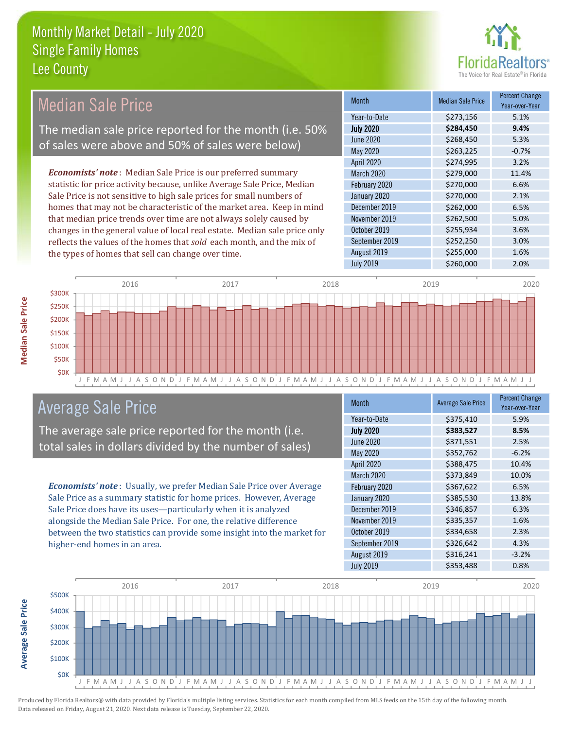# Monthly Market Detail - July 2020
## Single Family Homes
## Lee County

## Median Sale Price

The median sale price reported for the month (i.e. 50% of sales were above and 50% of sales were below)

***Economists' note***: Median Sale Price is our preferred summary statistic for price activity because, unlike Average Sale Price, Median Sale Price is not sensitive to high sale prices for small numbers of homes that may not be characteristic of the market area. Keep in mind that median price trends over time are not always solely caused by changes in the general value of local real estate. Median sale price only reflects the values of the homes that *sold* each month, and the mix of the types of homes that sell can change over time.

| Month | Median Sale Price | Percent Change Year-over-Year |
|---|---|---|
| Year-to-Date | $273,156 | 5.1% |
| **July 2020** | **$284,450** | **9.4%** |
| June 2020 | $268,450 | 5.3% |
| May 2020 | $263,225 | -0.7% |
| April 2020 | $274,995 | 3.2% |
| March 2020 | $279,000 | 11.4% |
| February 2020 | $270,000 | 6.6% |
| January 2020 | $270,000 | 2.1% |
| December 2019 | $262,000 | 6.5% |
| November 2019 | $262,500 | 5.0% |
| October 2019 | $255,934 | 3.6% |
| September 2019 | $252,250 | 3.0% |
| August 2019 | $255,000 | 1.6% |
| July 2019 | $260,000 | 2.0% |

## Average Sale Price

The average sale price reported for the month (i.e. total sales in dollars divided by the number of sales)

***Economists' note***: Usually, we prefer Median Sale Price over Average Sale Price as a summary statistic for home prices. However, Average Sale Price does have its uses—particularly when it is analyzed alongside the Median Sale Price. For one, the relative difference between the two statistics can provide some insight into the market for higher-end homes in an area.

| Month | Average Sale Price | Percent Change Year-over-Year |
|---|---|---|
| Year-to-Date | $375,410 | 5.9% |
| **July 2020** | **$383,527** | **8.5%** |
| June 2020 | $371,551 | 2.5% |
| May 2020 | $352,762 | -6.2% |
| April 2020 | $388,475 | 10.4% |
| March 2020 | $373,849 | 10.0% |
| February 2020 | $367,622 | 6.5% |
| January 2020 | $385,530 | 13.8% |
| December 2019 | $346,857 | 6.3% |
| November 2019 | $335,357 | 1.6% |
| October 2019 | $334,658 | 2.3% |
| September 2019 | $326,642 | 4.3% |
| August 2019 | $316,241 | -3.2% |
| July 2019 | $353,488 | 0.8% |

Produced by Florida Realtors® with data provided by Florida's multiple listing services. Statistics for each month compiled from MLS feeds on the 15th day of the following month. Data released on Friday, August 21, 2020. Next data release is Tuesday, September 22, 2020.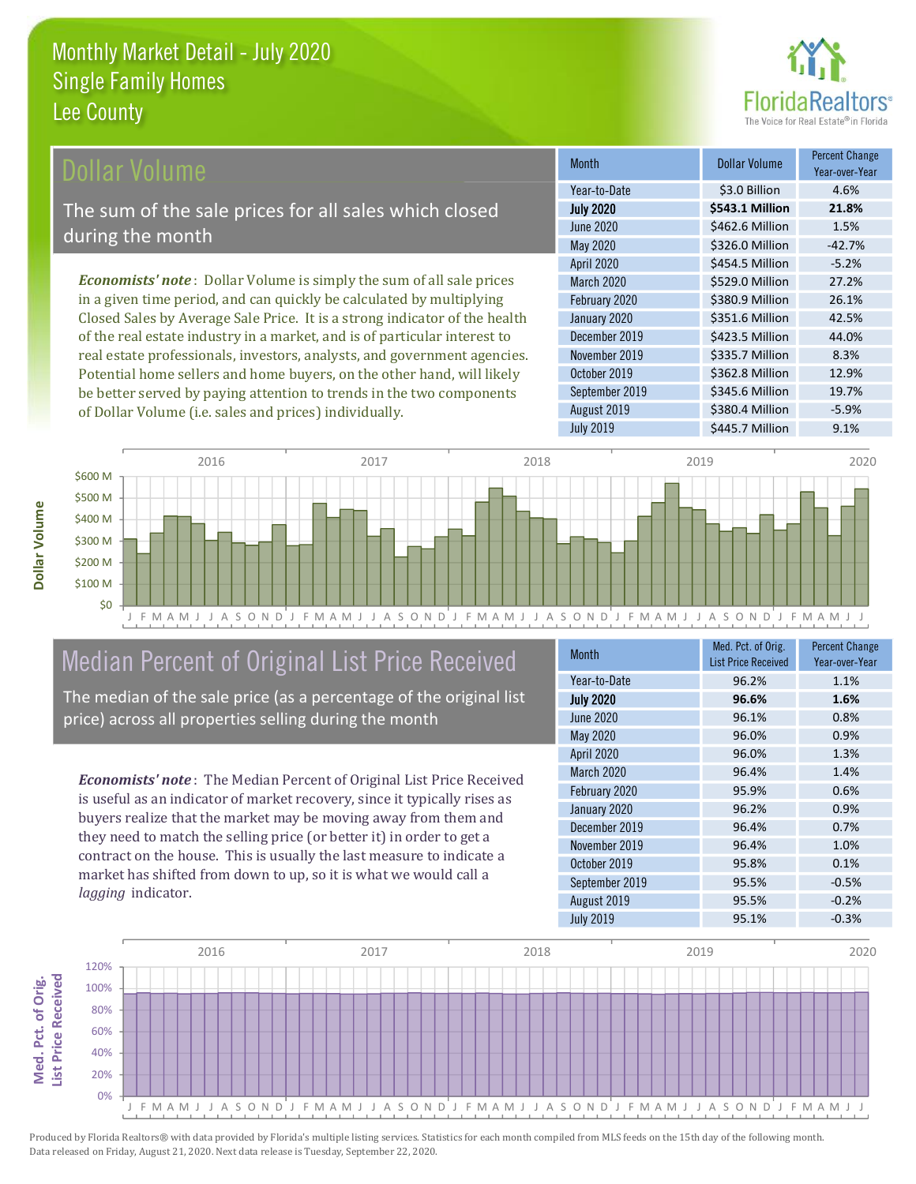# Monthly Market Detail - July 2020
## Single Family Homes
## Lee County

## Dollar Volume

The sum of the sale prices for all sales which closed during the month

***Economists' note***: Dollar Volume is simply the sum of all sale prices in a given time period, and can quickly be calculated by multiplying Closed Sales by Average Sale Price. It is a strong indicator of the health of the real estate industry in a market, and is of particular interest to real estate professionals, investors, analysts, and government agencies. Potential home sellers and home buyers, on the other hand, will likely be better served by paying attention to trends in the two components of Dollar Volume (i.e. sales and prices) individually.

| Month | Dollar Volume | Percent Change Year-over-Year |
|---|---|---|
| Year-to-Date | $3.0 Billion | 4.6% |
| **July 2020** | **$543.1 Million** | **21.8%** |
| June 2020 | $462.6 Million | 1.5% |
| May 2020 | $326.0 Million | -42.7% |
| April 2020 | $454.5 Million | -5.2% |
| March 2020 | $529.0 Million | 27.2% |
| February 2020 | $380.9 Million | 26.1% |
| January 2020 | $351.6 Million | 42.5% |
| December 2019 | $423.5 Million | 44.0% |
| November 2019 | $335.7 Million | 8.3% |
| October 2019 | $362.8 Million | 12.9% |
| September 2019 | $345.6 Million | 19.7% |
| August 2019 | $380.4 Million | -5.9% |
| July 2019 | $445.7 Million | 9.1% |

## Median Percent of Original List Price Received

The median of the sale price (as a percentage of the original list price) across all properties selling during the month

***Economists' note***: The Median Percent of Original List Price Received is useful as an indicator of market recovery, since it typically rises as buyers realize that the market may be moving away from them and they need to match the selling price (or better it) in order to get a contract on the house. This is usually the last measure to indicate a market has shifted from down to up, so it is what we would call a *lagging* indicator.

| Month | Med. Pct. of Orig. List Price Received | Percent Change Year-over-Year |
|---|---|---|
| Year-to-Date | 96.2% | 1.1% |
| **July 2020** | **96.6%** | **1.6%** |
| June 2020 | 96.1% | 0.8% |
| May 2020 | 96.0% | 0.9% |
| April 2020 | 96.0% | 1.3% |
| March 2020 | 96.4% | 1.4% |
| February 2020 | 95.9% | 0.6% |
| January 2020 | 96.2% | 0.9% |
| December 2019 | 96.4% | 0.7% |
| November 2019 | 96.4% | 1.0% |
| October 2019 | 95.8% | 0.1% |
| September 2019 | 95.5% | -0.5% |
| August 2019 | 95.5% | -0.2% |
| July 2019 | 95.1% | -0.3% |

Produced by Florida Realtors® with data provided by Florida's multiple listing services. Statistics for each month compiled from MLS feeds on the 15th day of the following month. Data released on Friday, August 21, 2020. Next data release is Tuesday, September 22, 2020.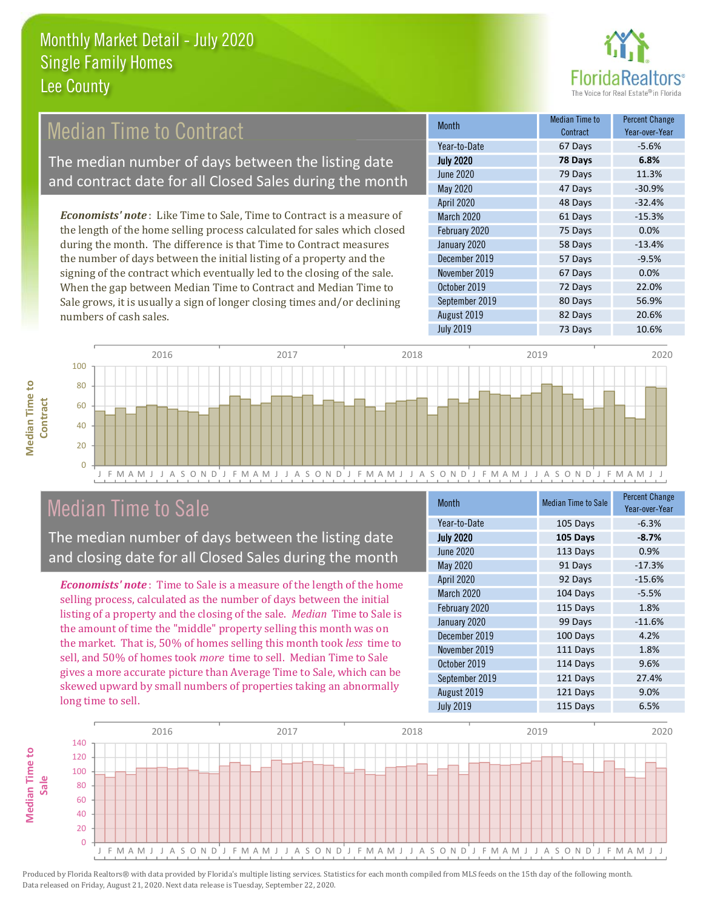# Monthly Market Detail - July 2020
## Single Family Homes
## Lee County

## Median Time to Contract

The median number of days between the listing date and contract date for all Closed Sales during the month

***Economists' note***: Like Time to Sale, Time to Contract is a measure of the length of the home selling process calculated for sales which closed during the month. The difference is that Time to Contract measures the number of days between the initial listing of a property and the signing of the contract which eventually led to the closing of the sale. When the gap between Median Time to Contract and Median Time to Sale grows, it is usually a sign of longer closing times and/or declining numbers of cash sales.

| Month | Median Time to Contract | Percent Change Year-over-Year |
|---|---|---|
| Year-to-Date | 67 Days | -5.6% |
| **July 2020** | **78 Days** | **6.8%** |
| June 2020 | 79 Days | 11.3% |
| May 2020 | 47 Days | -30.9% |
| April 2020 | 48 Days | -32.4% |
| March 2020 | 61 Days | -15.3% |
| February 2020 | 75 Days | 0.0% |
| January 2020 | 58 Days | -13.4% |
| December 2019 | 57 Days | -9.5% |
| November 2019 | 67 Days | 0.0% |
| October 2019 | 72 Days | 22.0% |
| September 2019 | 80 Days | 56.9% |
| August 2019 | 82 Days | 20.6% |
| July 2019 | 73 Days | 10.6% |

## Median Time to Sale

The median number of days between the listing date and closing date for all Closed Sales during the month

***Economists' note***: Time to Sale is a measure of the length of the home selling process, calculated as the number of days between the initial listing of a property and the closing of the sale. *Median* Time to Sale is the amount of time the "middle" property selling this month was on the market. That is, 50% of homes selling this month took *less* time to sell, and 50% of homes took *more* time to sell. Median Time to Sale gives a more accurate picture than Average Time to Sale, which can be skewed upward by small numbers of properties taking an abnormally long time to sell.

| Month | Median Time to Sale | Percent Change Year-over-Year |
|---|---|---|
| Year-to-Date | 105 Days | -6.3% |
| **July 2020** | **105 Days** | **-8.7%** |
| June 2020 | 113 Days | 0.9% |
| May 2020 | 91 Days | -17.3% |
| April 2020 | 92 Days | -15.6% |
| March 2020 | 104 Days | -5.5% |
| February 2020 | 115 Days | 1.8% |
| January 2020 | 99 Days | -11.6% |
| December 2019 | 100 Days | 4.2% |
| November 2019 | 111 Days | 1.8% |
| October 2019 | 114 Days | 9.6% |
| September 2019 | 121 Days | 27.4% |
| August 2019 | 121 Days | 9.0% |
| July 2019 | 115 Days | 6.5% |

Produced by Florida Realtors® with data provided by Florida's multiple listing services. Statistics for each month compiled from MLS feeds on the 15th day of the following month. Data released on Friday, August 21, 2020. Next data release is Tuesday, September 22, 2020.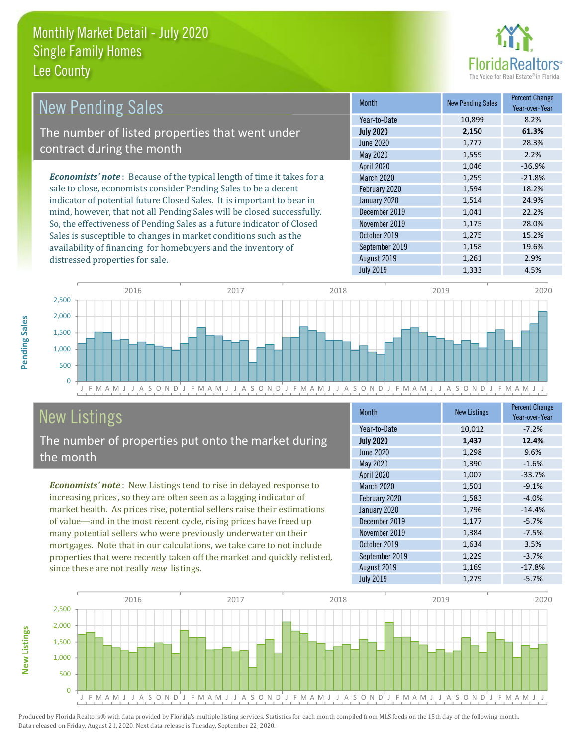# Monthly Market Detail - July 2020
## Single Family Homes
## Lee County

## New Pending Sales

The number of listed properties that went under contract during the month

*Economists' note*: Because of the typical length of time it takes for a sale to close, economists consider Pending Sales to be a decent indicator of potential future Closed Sales. It is important to bear in mind, however, that not all Pending Sales will be closed successfully. So, the effectiveness of Pending Sales as a future indicator of Closed Sales is susceptible to changes in market conditions such as the availability of financing for homebuyers and the inventory of distressed properties for sale.

| Month | New Pending Sales | Percent Change Year-over-Year |
|---|---|---|
| Year-to-Date | 10,899 | 8.2% |
| **July 2020** | **2,150** | **61.3%** |
| June 2020 | 1,777 | 28.3% |
| May 2020 | 1,559 | 2.2% |
| April 2020 | 1,046 | -36.9% |
| March 2020 | 1,259 | -21.8% |
| February 2020 | 1,594 | 18.2% |
| January 2020 | 1,514 | 24.9% |
| December 2019 | 1,041 | 22.2% |
| November 2019 | 1,175 | 28.0% |
| October 2019 | 1,275 | 15.2% |
| September 2019 | 1,158 | 19.6% |
| August 2019 | 1,261 | 2.9% |
| July 2019 | 1,333 | 4.5% |

## New Listings

The number of properties put onto the market during the month

*Economists' note*: New Listings tend to rise in delayed response to increasing prices, so they are often seen as a lagging indicator of market health. As prices rise, potential sellers raise their estimations of value—and in the most recent cycle, rising prices have freed up many potential sellers who were previously underwater on their mortgages. Note that in our calculations, we take care to not include properties that were recently taken off the market and quickly relisted, since these are not really *new* listings.

| Month | New Listings | Percent Change Year-over-Year |
|---|---|---|
| Year-to-Date | 10,012 | -7.2% |
| **July 2020** | **1,437** | **12.4%** |
| June 2020 | 1,298 | 9.6% |
| May 2020 | 1,390 | -1.6% |
| April 2020 | 1,007 | -33.7% |
| March 2020 | 1,501 | -9.1% |
| February 2020 | 1,583 | -4.0% |
| January 2020 | 1,796 | -14.4% |
| December 2019 | 1,177 | -5.7% |
| November 2019 | 1,384 | -7.5% |
| October 2019 | 1,634 | 3.5% |
| September 2019 | 1,229 | -3.7% |
| August 2019 | 1,169 | -17.8% |
| July 2019 | 1,279 | -5.7% |

Produced by Florida Realtors® with data provided by Florida's multiple listing services. Statistics for each month compiled from MLS feeds on the 15th day of the following month. Data released on Friday, August 21, 2020. Next data release is Tuesday, September 22, 2020.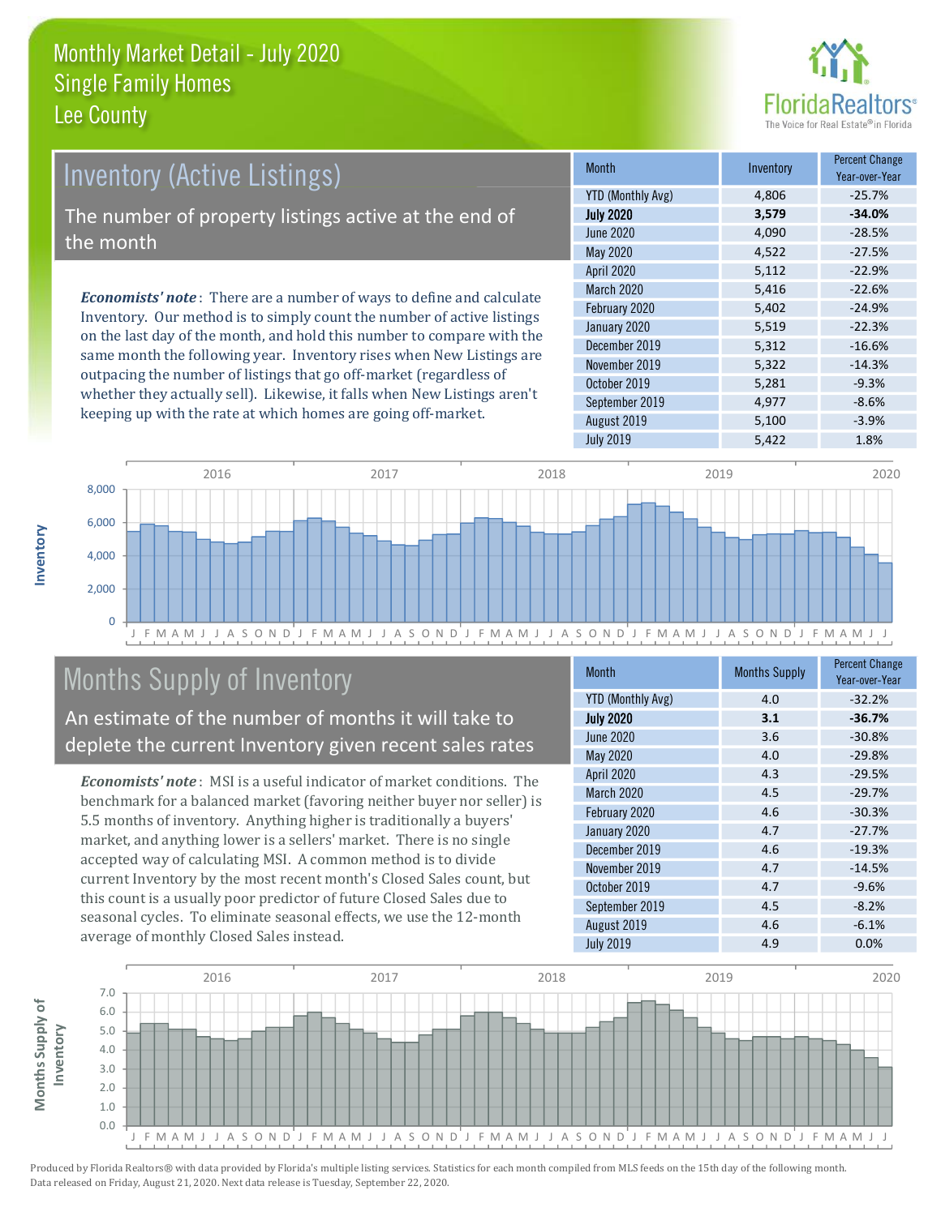# Monthly Market Detail - July 2020
## Single Family Homes
## Lee County

## Inventory (Active Listings)

The number of property listings active at the end of the month

*Economists' note*: There are a number of ways to define and calculate Inventory. Our method is to simply count the number of active listings on the last day of the month, and hold this number to compare with the same month the following year. Inventory rises when New Listings are outpacing the number of listings that go off-market (regardless of whether they actually sell). Likewise, it falls when New Listings aren't keeping up with the rate at which homes are going off-market.

| Month | Inventory | Percent Change Year-over-Year |
|---|---|---|
| YTD (Monthly Avg) | 4,806 | -25.7% |
| **July 2020** | **3,579** | **-34.0%** |
| June 2020 | 4,090 | -28.5% |
| May 2020 | 4,522 | -27.5% |
| April 2020 | 5,112 | -22.9% |
| March 2020 | 5,416 | -22.6% |
| February 2020 | 5,402 | -24.9% |
| January 2020 | 5,519 | -22.3% |
| December 2019 | 5,312 | -16.6% |
| November 2019 | 5,322 | -14.3% |
| October 2019 | 5,281 | -9.3% |
| September 2019 | 4,977 | -8.6% |
| August 2019 | 5,100 | -3.9% |
| July 2019 | 5,422 | 1.8% |

## Months Supply of Inventory

An estimate of the number of months it will take to deplete the current Inventory given recent sales rates

*Economists' note*: MSI is a useful indicator of market conditions. The benchmark for a balanced market (favoring neither buyer nor seller) is 5.5 months of inventory. Anything higher is traditionally a buyers' market, and anything lower is a sellers' market. There is no single accepted way of calculating MSI. A common method is to divide current Inventory by the most recent month's Closed Sales count, but this count is a usually poor predictor of future Closed Sales due to seasonal cycles. To eliminate seasonal effects, we use the 12-month average of monthly Closed Sales instead.

| Month | Months Supply | Percent Change Year-over-Year |
|---|---|---|
| YTD (Monthly Avg) | 4.0 | -32.2% |
| **July 2020** | **3.1** | **-36.7%** |
| June 2020 | 3.6 | -30.8% |
| May 2020 | 4.0 | -29.8% |
| April 2020 | 4.3 | -29.5% |
| March 2020 | 4.5 | -29.7% |
| February 2020 | 4.6 | -30.3% |
| January 2020 | 4.7 | -27.7% |
| December 2019 | 4.6 | -19.3% |
| November 2019 | 4.7 | -14.5% |
| October 2019 | 4.7 | -9.6% |
| September 2019 | 4.5 | -8.2% |
| August 2019 | 4.6 | -6.1% |
| July 2019 | 4.9 | 0.0% |

Produced by Florida Realtors® with data provided by Florida's multiple listing services. Statistics for each month compiled from MLS feeds on the 15th day of the following month. Data released on Friday, August 21, 2020. Next data release is Tuesday, September 22, 2020.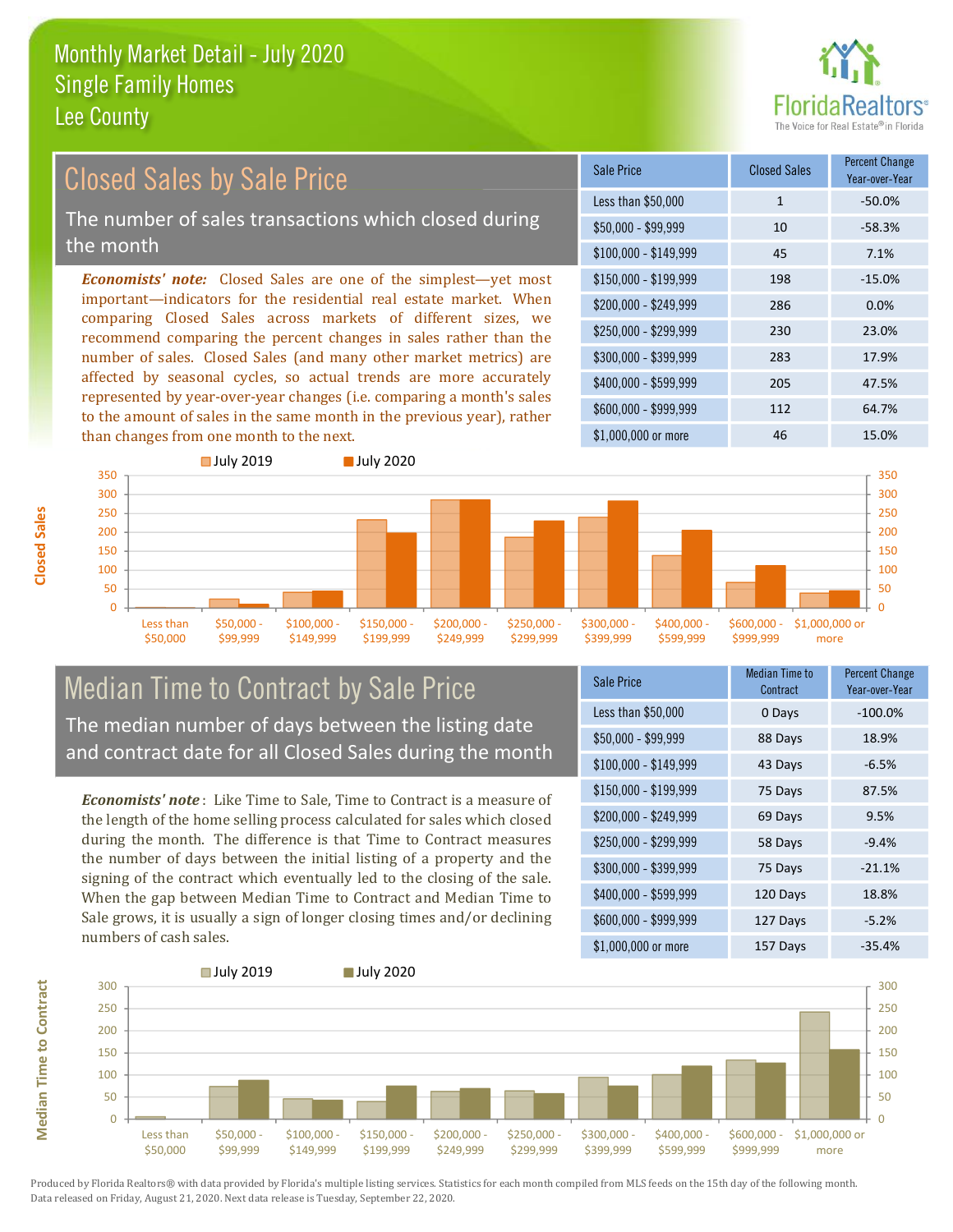# Monthly Market Detail - July 2020
## Single Family Homes
## Lee County

## Closed Sales by Sale Price

The number of sales transactions which closed during the month

***Economists' note:*** Closed Sales are one of the simplest—yet most important—indicators for the residential real estate market. When comparing Closed Sales across markets of different sizes, we recommend comparing the percent changes in sales rather than the number of sales. Closed Sales (and many other market metrics) are affected by seasonal cycles, so actual trends are more accurately represented by year-over-year changes (i.e. comparing a month's sales to the amount of sales in the same month in the previous year), rather than changes from one month to the next.

| Sale Price | Closed Sales | Percent Change Year-over-Year |
|---|---|---|
| Less than $50,000 | 1 | -50.0% |
| $50,000 - $99,999 | 10 | -58.3% |
| $100,000 - $149,999 | 45 | 7.1% |
| $150,000 - $199,999 | 198 | -15.0% |
| $200,000 - $249,999 | 286 | 0.0% |
| $250,000 - $299,999 | 230 | 23.0% |
| $300,000 - $399,999 | 283 | 17.9% |
| $400,000 - $599,999 | 205 | 47.5% |
| $600,000 - $999,999 | 112 | 64.7% |
| $1,000,000 or more | 46 | 15.0% |

## Median Time to Contract by Sale Price

The median number of days between the listing date and contract date for all Closed Sales during the month

***Economists' note*:** Like Time to Sale, Time to Contract is a measure of the length of the home selling process calculated for sales which closed during the month. The difference is that Time to Contract measures the number of days between the initial listing of a property and the signing of the contract which eventually led to the closing of the sale. When the gap between Median Time to Contract and Median Time to Sale grows, it is usually a sign of longer closing times and/or declining numbers of cash sales.

| Sale Price | Median Time to Contract | Percent Change Year-over-Year |
|---|---|---|
| Less than $50,000 | 0 Days | -100.0% |
| $50,000 - $99,999 | 88 Days | 18.9% |
| $100,000 - $149,999 | 43 Days | -6.5% |
| $150,000 - $199,999 | 75 Days | 87.5% |
| $200,000 - $249,999 | 69 Days | 9.5% |
| $250,000 - $299,999 | 58 Days | -9.4% |
| $300,000 - $399,999 | 75 Days | -21.1% |
| $400,000 - $599,999 | 120 Days | 18.8% |
| $600,000 - $999,999 | 127 Days | -5.2% |
| $1,000,000 or more | 157 Days | -35.4% |

Produced by Florida Realtors® with data provided by Florida's multiple listing services. Statistics for each month compiled from MLS feeds on the 15th day of the following month. Data released on Friday, August 21, 2020. Next data release is Tuesday, September 22, 2020.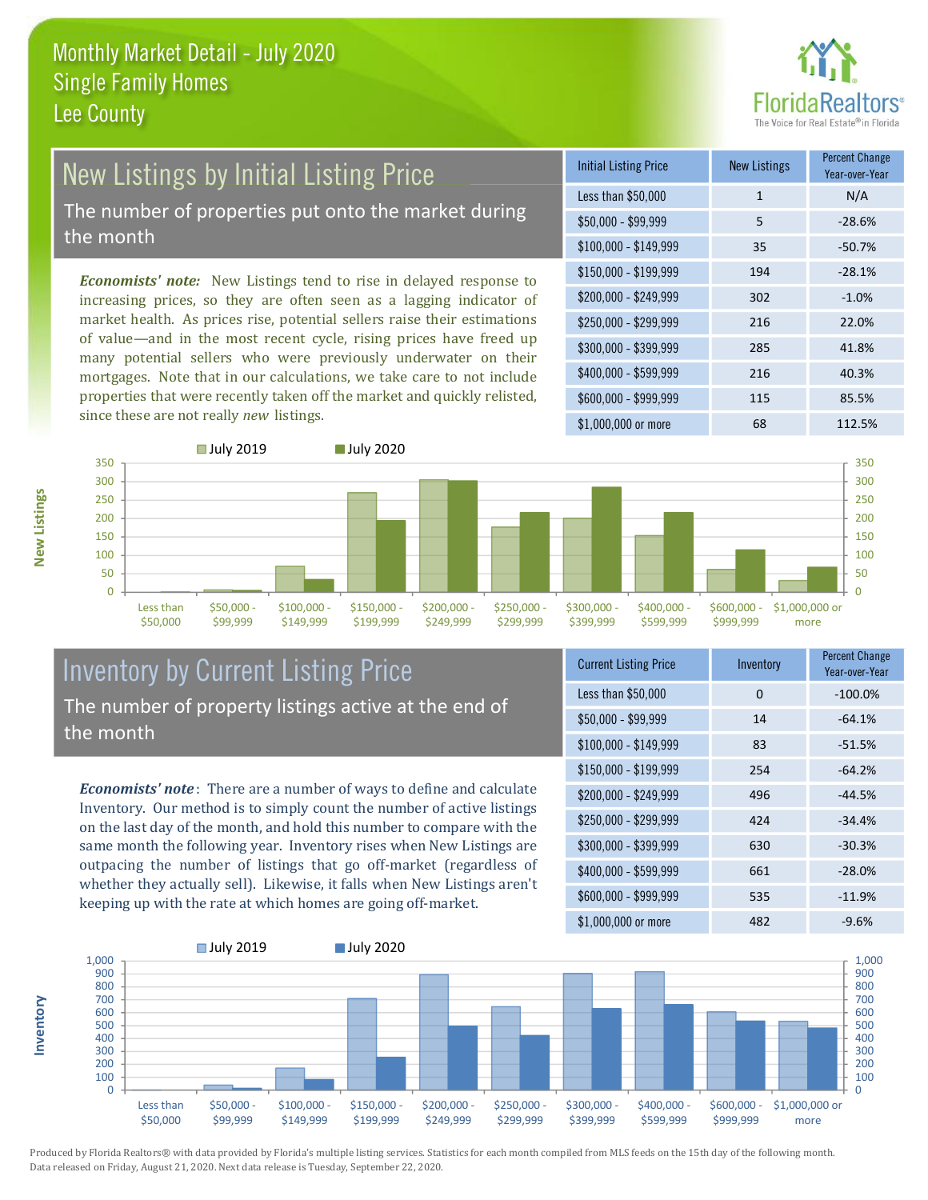# Monthly Market Detail - July 2020
## Single Family Homes
## Lee County

## New Listings by Initial Listing Price

The number of properties put onto the market during the month

***Economists' note:*** New Listings tend to rise in delayed response to increasing prices, so they are often seen as a lagging indicator of market health. As prices rise, potential sellers raise their estimations of value—and in the most recent cycle, rising prices have freed up many potential sellers who were previously underwater on their mortgages. Note that in our calculations, we take care to not include properties that were recently taken off the market and quickly relisted, since these are not really *new* listings.

| Initial Listing Price | New Listings | Percent Change Year-over-Year |
|---|---|---|
| Less than $50,000 | 1 | N/A |
| $50,000 - $99,999 | 5 | -28.6% |
| $100,000 - $149,999 | 35 | -50.7% |
| $150,000 - $199,999 | 194 | -28.1% |
| $200,000 - $249,999 | 302 | -1.0% |
| $250,000 - $299,999 | 216 | 22.0% |
| $300,000 - $399,999 | 285 | 41.8% |
| $400,000 - $599,999 | 216 | 40.3% |
| $600,000 - $999,999 | 115 | 85.5% |
| $1,000,000 or more | 68 | 112.5% |

## Inventory by Current Listing Price

The number of property listings active at the end of the month

***Economists' note***: There are a number of ways to define and calculate Inventory. Our method is to simply count the number of active listings on the last day of the month, and hold this number to compare with the same month the following year. Inventory rises when New Listings are outpacing the number of listings that go off-market (regardless of whether they actually sell). Likewise, it falls when New Listings aren't keeping up with the rate at which homes are going off-market.

| Current Listing Price | Inventory | Percent Change Year-over-Year |
|---|---|---|
| Less than $50,000 | 0 | -100.0% |
| $50,000 - $99,999 | 14 | -64.1% |
| $100,000 - $149,999 | 83 | -51.5% |
| $150,000 - $199,999 | 254 | -64.2% |
| $200,000 - $249,999 | 496 | -44.5% |
| $250,000 - $299,999 | 424 | -34.4% |
| $300,000 - $399,999 | 630 | -30.3% |
| $400,000 - $599,999 | 661 | -28.0% |
| $600,000 - $999,999 | 535 | -11.9% |
| $1,000,000 or more | 482 | -9.6% |

Produced by Florida Realtors® with data provided by Florida's multiple listing services. Statistics for each month compiled from MLS feeds on the 15th day of the following month. Data released on Friday, August 21, 2020. Next data release is Tuesday, September 22, 2020.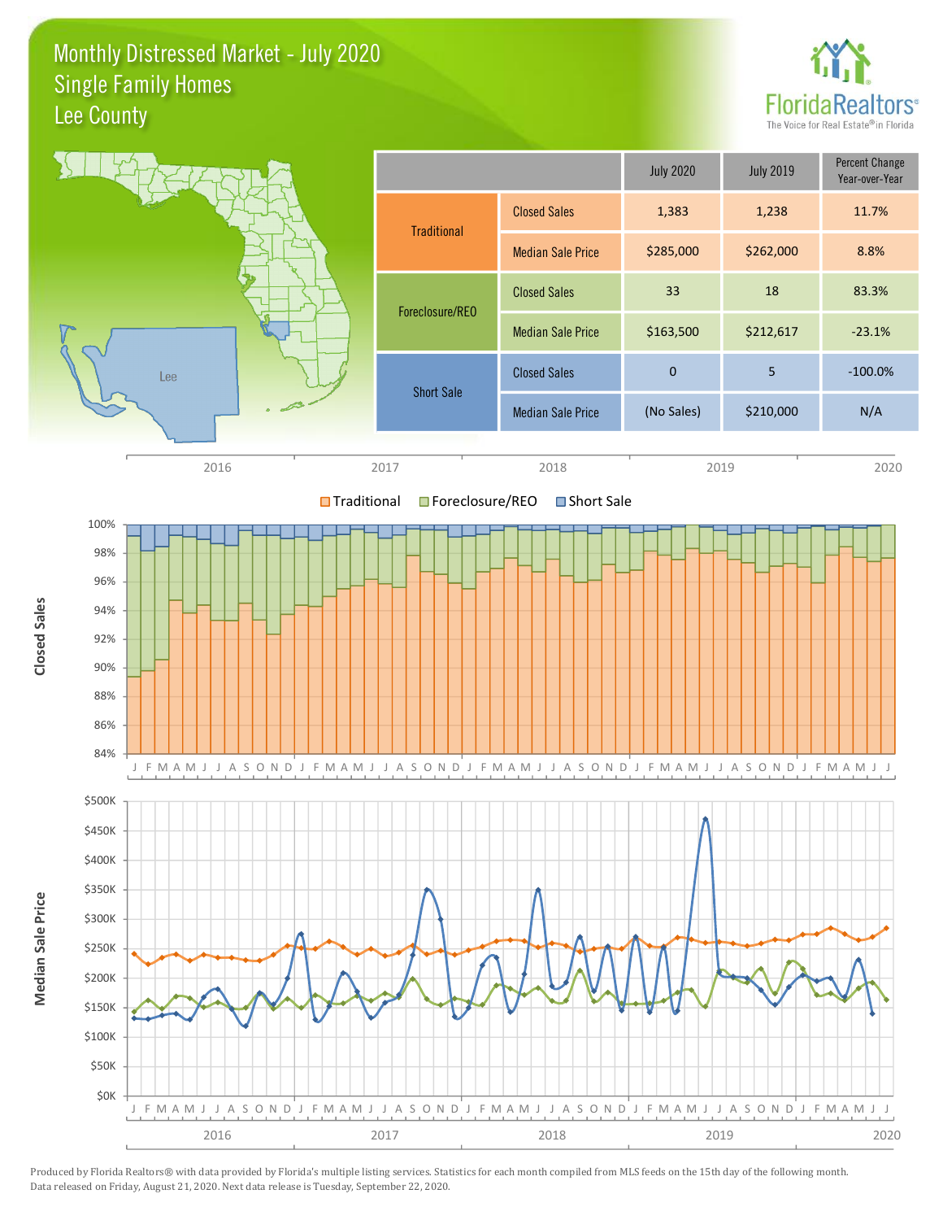# Monthly Distressed Market - July 2020
## Single Family Homes
## Lee County

FloridaRealtors® — The Voice for Real Estate® in Florida

| | | July 2020 | July 2019 | Percent Change Year-over-Year |
|---|---|---|---|---|
| Traditional | Closed Sales | 1,383 | 1,238 | 11.7% |
| | Median Sale Price | $285,000 | $262,000 | 8.8% |
| Foreclosure/REO | Closed Sales | 33 | 18 | 83.3% |
| | Median Sale Price | $163,500 | $212,617 | -23.1% |
| Short Sale | Closed Sales | 0 | 5 | -100.0% |
| | Median Sale Price | (No Sales) | $210,000 | N/A |

Produced by Florida Realtors® with data provided by Florida's multiple listing services. Statistics for each month compiled from MLS feeds on the 15th day of the following month. Data released on Friday, August 21, 2020. Next data release is Tuesday, September 22, 2020.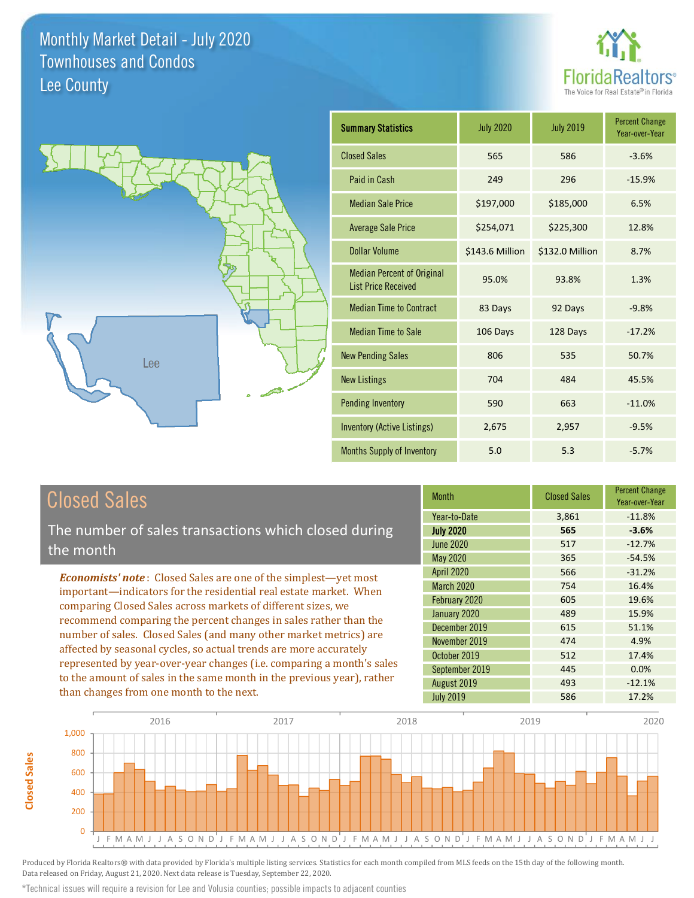# Monthly Market Detail - July 2020
## Townhouses and Condos
## Lee County

FloridaRealtors® The Voice for Real Estate® in Florida

| Summary Statistics | July 2020 | July 2019 | Percent Change Year-over-Year |
|---|---|---|---|
| Closed Sales | 565 | 586 | -3.6% |
| Paid in Cash | 249 | 296 | -15.9% |
| Median Sale Price | $197,000 | $185,000 | 6.5% |
| Average Sale Price | $254,071 | $225,300 | 12.8% |
| Dollar Volume | $143.6 Million | $132.0 Million | 8.7% |
| Median Percent of Original List Price Received | 95.0% | 93.8% | 1.3% |
| Median Time to Contract | 83 Days | 92 Days | -9.8% |
| Median Time to Sale | 106 Days | 128 Days | -17.2% |
| New Pending Sales | 806 | 535 | 50.7% |
| New Listings | 704 | 484 | 45.5% |
| Pending Inventory | 590 | 663 | -11.0% |
| Inventory (Active Listings) | 2,675 | 2,957 | -9.5% |
| Months Supply of Inventory | 5.0 | 5.3 | -5.7% |

## Closed Sales

The number of sales transactions which closed during the month

*Economists' note*: Closed Sales are one of the simplest—yet most important—indicators for the residential real estate market. When comparing Closed Sales across markets of different sizes, we recommend comparing the percent changes in sales rather than the number of sales. Closed Sales (and many other market metrics) are affected by seasonal cycles, so actual trends are more accurately represented by year-over-year changes (i.e. comparing a month's sales to the amount of sales in the same month in the previous year), rather than changes from one month to the next.

| Month | Closed Sales | Percent Change Year-over-Year |
|---|---|---|
| Year-to-Date | 3,861 | -11.8% |
| **July 2020** | **565** | **-3.6%** |
| June 2020 | 517 | -12.7% |
| May 2020 | 365 | -54.5% |
| April 2020 | 566 | -31.2% |
| March 2020 | 754 | 16.4% |
| February 2020 | 605 | 19.6% |
| January 2020 | 489 | 15.9% |
| December 2019 | 615 | 51.1% |
| November 2019 | 474 | 4.9% |
| October 2019 | 512 | 17.4% |
| September 2019 | 445 | 0.0% |
| August 2019 | 493 | -12.1% |
| July 2019 | 586 | 17.2% |

Produced by Florida Realtors® with data provided by Florida's multiple listing services. Statistics for each month compiled from MLS feeds on the 15th day of the following month. Data released on Friday, August 21, 2020. Next data release is Tuesday, September 22, 2020.

*Technical issues will require a revision for Lee and Volusia counties; possible impacts to adjacent counties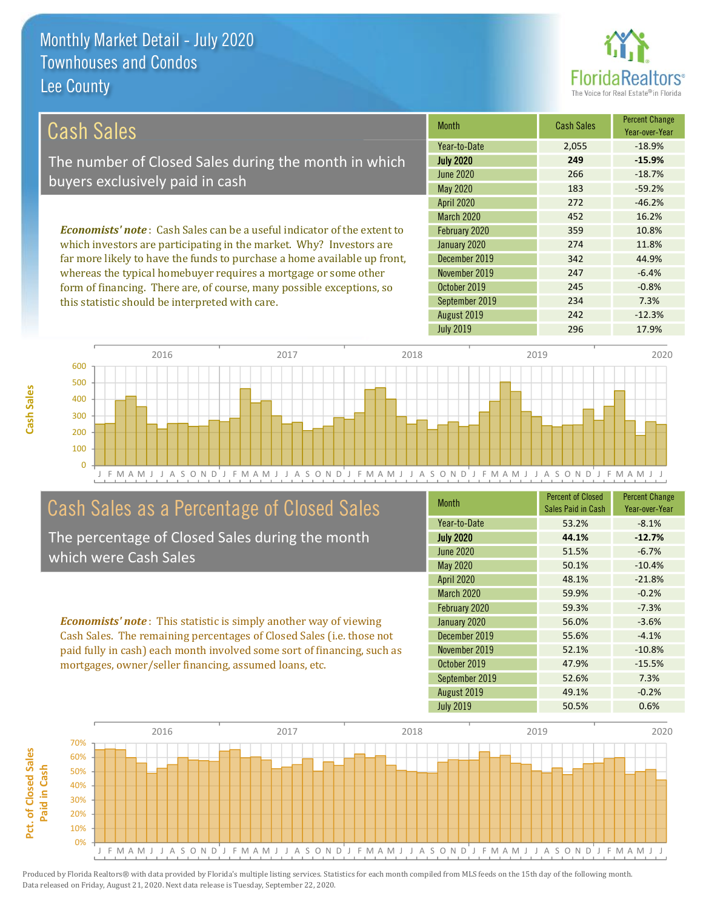# Monthly Market Detail - July 2020
## Townhouses and Condos
## Lee County

## Cash Sales

The number of Closed Sales during the month in which buyers exclusively paid in cash

*Economists' note*: Cash Sales can be a useful indicator of the extent to which investors are participating in the market. Why? Investors are far more likely to have the funds to purchase a home available up front, whereas the typical homebuyer requires a mortgage or some other form of financing. There are, of course, many possible exceptions, so this statistic should be interpreted with care.

| Month | Cash Sales | Percent Change Year-over-Year |
|---|---|---|
| Year-to-Date | 2,055 | -18.9% |
| **July 2020** | **249** | **-15.9%** |
| June 2020 | 266 | -18.7% |
| May 2020 | 183 | -59.2% |
| April 2020 | 272 | -46.2% |
| March 2020 | 452 | 16.2% |
| February 2020 | 359 | 10.8% |
| January 2020 | 274 | 11.8% |
| December 2019 | 342 | 44.9% |
| November 2019 | 247 | -6.4% |
| October 2019 | 245 | -0.8% |
| September 2019 | 234 | 7.3% |
| August 2019 | 242 | -12.3% |
| July 2019 | 296 | 17.9% |

## Cash Sales as a Percentage of Closed Sales

The percentage of Closed Sales during the month which were Cash Sales

*Economists' note*: This statistic is simply another way of viewing Cash Sales. The remaining percentages of Closed Sales (i.e. those not paid fully in cash) each month involved some sort of financing, such as mortgages, owner/seller financing, assumed loans, etc.

| Month | Percent of Closed Sales Paid in Cash | Percent Change Year-over-Year |
|---|---|---|
| Year-to-Date | 53.2% | -8.1% |
| **July 2020** | **44.1%** | **-12.7%** |
| June 2020 | 51.5% | -6.7% |
| May 2020 | 50.1% | -10.4% |
| April 2020 | 48.1% | -21.8% |
| March 2020 | 59.9% | -0.2% |
| February 2020 | 59.3% | -7.3% |
| January 2020 | 56.0% | -3.6% |
| December 2019 | 55.6% | -4.1% |
| November 2019 | 52.1% | -10.8% |
| October 2019 | 47.9% | -15.5% |
| September 2019 | 52.6% | 7.3% |
| August 2019 | 49.1% | -0.2% |
| July 2019 | 50.5% | 0.6% |

Produced by Florida Realtors® with data provided by Florida's multiple listing services. Statistics for each month compiled from MLS feeds on the 15th day of the following month. Data released on Friday, August 21, 2020. Next data release is Tuesday, September 22, 2020.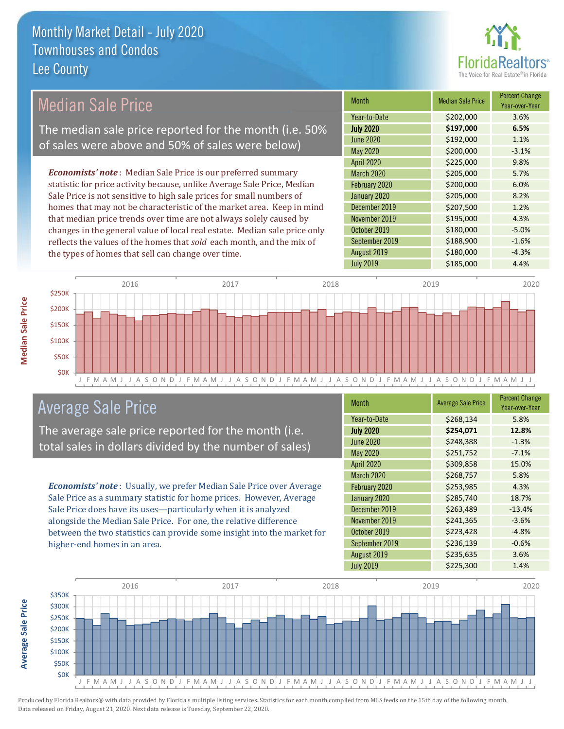# Monthly Market Detail - July 2020
## Townhouses and Condos
## Lee County

## Median Sale Price

The median sale price reported for the month (i.e. 50% of sales were above and 50% of sales were below)

***Economists' note***: Median Sale Price is our preferred summary statistic for price activity because, unlike Average Sale Price, Median Sale Price is not sensitive to high sale prices for small numbers of homes that may not be characteristic of the market area. Keep in mind that median price trends over time are not always solely caused by changes in the general value of local real estate. Median sale price only reflects the values of the homes that *sold* each month, and the mix of the types of homes that sell can change over time.

| Month | Median Sale Price | Percent Change Year-over-Year |
|---|---|---|
| Year-to-Date | $202,000 | 3.6% |
| **July 2020** | **$197,000** | **6.5%** |
| June 2020 | $192,000 | 1.1% |
| May 2020 | $200,000 | -3.1% |
| April 2020 | $225,000 | 9.8% |
| March 2020 | $205,000 | 5.7% |
| February 2020 | $200,000 | 6.0% |
| January 2020 | $205,000 | 8.2% |
| December 2019 | $207,500 | 1.2% |
| November 2019 | $195,000 | 4.3% |
| October 2019 | $180,000 | -5.0% |
| September 2019 | $188,900 | -1.6% |
| August 2019 | $180,000 | -4.3% |
| July 2019 | $185,000 | 4.4% |

## Average Sale Price

The average sale price reported for the month (i.e. total sales in dollars divided by the number of sales)

***Economists' note***: Usually, we prefer Median Sale Price over Average Sale Price as a summary statistic for home prices. However, Average Sale Price does have its uses—particularly when it is analyzed alongside the Median Sale Price. For one, the relative difference between the two statistics can provide some insight into the market for higher-end homes in an area.

| Month | Average Sale Price | Percent Change Year-over-Year |
|---|---|---|
| Year-to-Date | $268,134 | 5.8% |
| **July 2020** | **$254,071** | **12.8%** |
| June 2020 | $248,388 | -1.3% |
| May 2020 | $251,752 | -7.1% |
| April 2020 | $309,858 | 15.0% |
| March 2020 | $268,757 | 5.8% |
| February 2020 | $253,985 | 4.3% |
| January 2020 | $285,740 | 18.7% |
| December 2019 | $263,489 | -13.4% |
| November 2019 | $241,365 | -3.6% |
| October 2019 | $223,428 | -4.8% |
| September 2019 | $236,139 | -0.6% |
| August 2019 | $235,635 | 3.6% |
| July 2019 | $225,300 | 1.4% |

Produced by Florida Realtors® with data provided by Florida's multiple listing services. Statistics for each month compiled from MLS feeds on the 15th day of the following month. Data released on Friday, August 21, 2020. Next data release is Tuesday, September 22, 2020.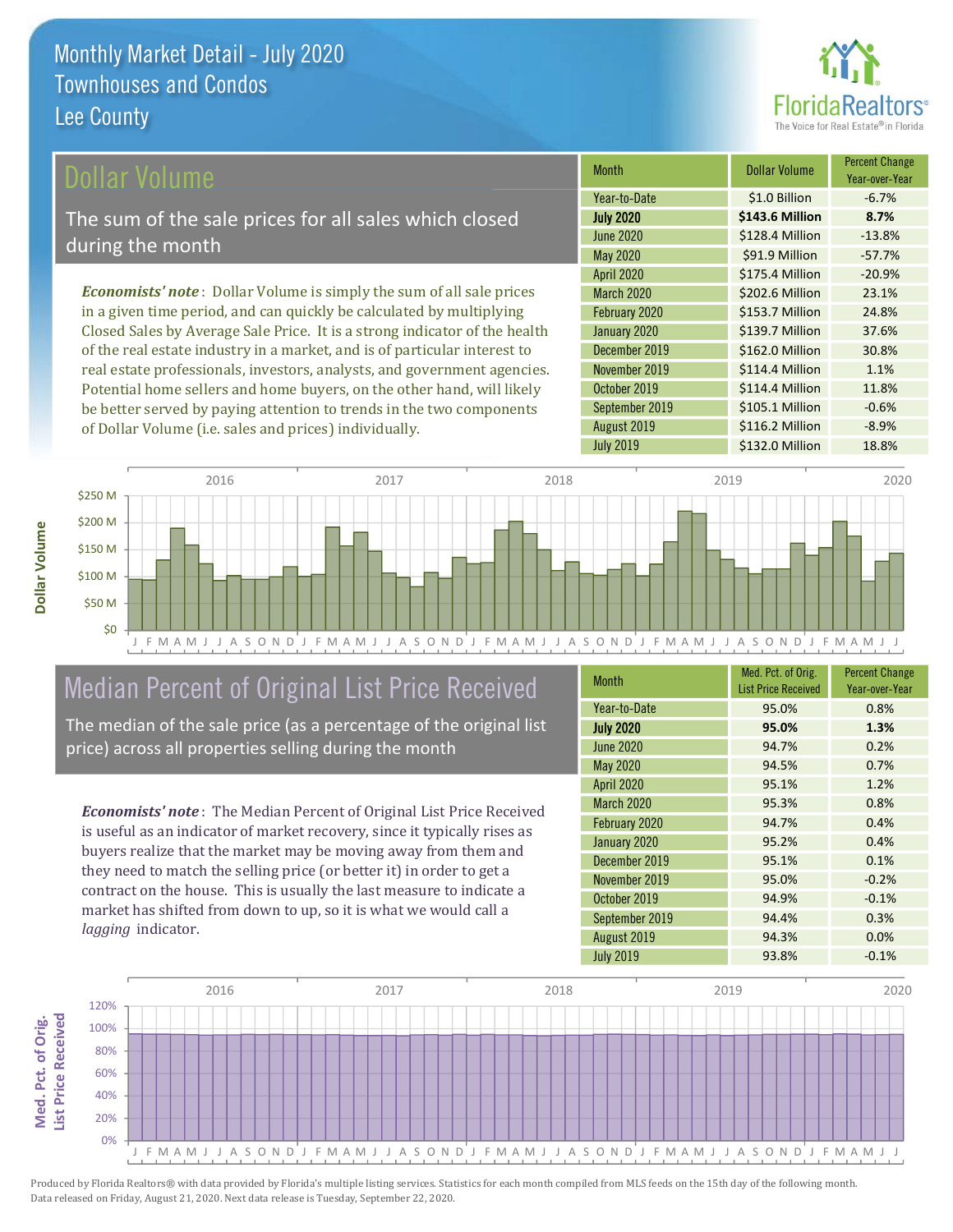# Monthly Market Detail - July 2020
## Townhouses and Condos
## Lee County

## Dollar Volume

The sum of the sale prices for all sales which closed during the month

*Economists' note*: Dollar Volume is simply the sum of all sale prices in a given time period, and can quickly be calculated by multiplying Closed Sales by Average Sale Price. It is a strong indicator of the health of the real estate industry in a market, and is of particular interest to real estate professionals, investors, analysts, and government agencies. Potential home sellers and home buyers, on the other hand, will likely be better served by paying attention to trends in the two components of Dollar Volume (i.e. sales and prices) individually.

| Month | Dollar Volume | Percent Change Year-over-Year |
|---|---|---|
| Year-to-Date | $1.0 Billion | -6.7% |
| **July 2020** | **$143.6 Million** | **8.7%** |
| June 2020 | $128.4 Million | -13.8% |
| May 2020 | $91.9 Million | -57.7% |
| April 2020 | $175.4 Million | -20.9% |
| March 2020 | $202.6 Million | 23.1% |
| February 2020 | $153.7 Million | 24.8% |
| January 2020 | $139.7 Million | 37.6% |
| December 2019 | $162.0 Million | 30.8% |
| November 2019 | $114.4 Million | 1.1% |
| October 2019 | $114.4 Million | 11.8% |
| September 2019 | $105.1 Million | -0.6% |
| August 2019 | $116.2 Million | -8.9% |
| July 2019 | $132.0 Million | 18.8% |

## Median Percent of Original List Price Received

The median of the sale price (as a percentage of the original list price) across all properties selling during the month

*Economists' note*: The Median Percent of Original List Price Received is useful as an indicator of market recovery, since it typically rises as buyers realize that the market may be moving away from them and they need to match the selling price (or better it) in order to get a contract on the house. This is usually the last measure to indicate a market has shifted from down to up, so it is what we would call a *lagging* indicator.

| Month | Med. Pct. of Orig. List Price Received | Percent Change Year-over-Year |
|---|---|---|
| Year-to-Date | 95.0% | 0.8% |
| **July 2020** | **95.0%** | **1.3%** |
| June 2020 | 94.7% | 0.2% |
| May 2020 | 94.5% | 0.7% |
| April 2020 | 95.1% | 1.2% |
| March 2020 | 95.3% | 0.8% |
| February 2020 | 94.7% | 0.4% |
| January 2020 | 95.2% | 0.4% |
| December 2019 | 95.1% | 0.1% |
| November 2019 | 95.0% | -0.2% |
| October 2019 | 94.9% | -0.1% |
| September 2019 | 94.4% | 0.3% |
| August 2019 | 94.3% | 0.0% |
| July 2019 | 93.8% | -0.1% |

Produced by Florida Realtors® with data provided by Florida's multiple listing services. Statistics for each month compiled from MLS feeds on the 15th day of the following month. Data released on Friday, August 21, 2020. Next data release is Tuesday, September 22, 2020.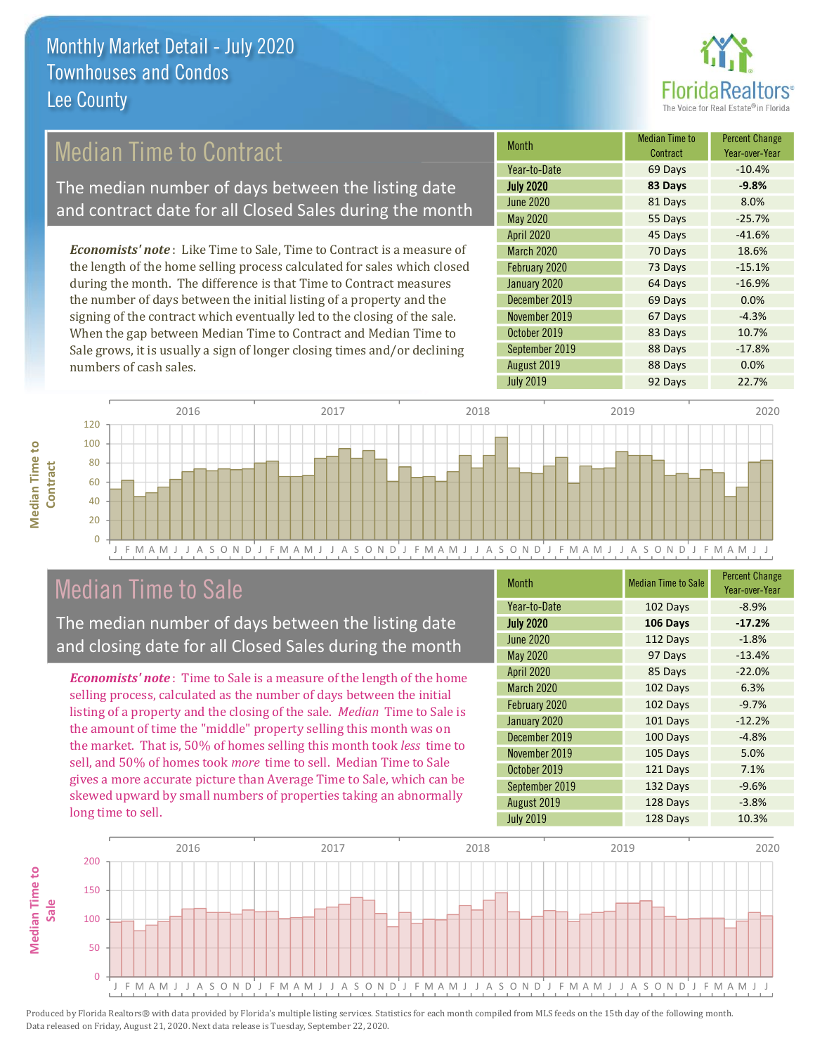# Monthly Market Detail - July 2020
## Townhouses and Condos
## Lee County

## Median Time to Contract

The median number of days between the listing date and contract date for all Closed Sales during the month

*Economists' note*: Like Time to Sale, Time to Contract is a measure of the length of the home selling process calculated for sales which closed during the month. The difference is that Time to Contract measures the number of days between the initial listing of a property and the signing of the contract which eventually led to the closing of the sale. When the gap between Median Time to Contract and Median Time to Sale grows, it is usually a sign of longer closing times and/or declining numbers of cash sales.

| Month | Median Time to Contract | Percent Change Year-over-Year |
|---|---|---|
| Year-to-Date | 69 Days | -10.4% |
| **July 2020** | **83 Days** | **-9.8%** |
| June 2020 | 81 Days | 8.0% |
| May 2020 | 55 Days | -25.7% |
| April 2020 | 45 Days | -41.6% |
| March 2020 | 70 Days | 18.6% |
| February 2020 | 73 Days | -15.1% |
| January 2020 | 64 Days | -16.9% |
| December 2019 | 69 Days | 0.0% |
| November 2019 | 67 Days | -4.3% |
| October 2019 | 83 Days | 10.7% |
| September 2019 | 88 Days | -17.8% |
| August 2019 | 88 Days | 0.0% |
| July 2019 | 92 Days | 22.7% |

## Median Time to Sale

The median number of days between the listing date and closing date for all Closed Sales during the month

*Economists' note*: Time to Sale is a measure of the length of the home selling process, calculated as the number of days between the initial listing of a property and the closing of the sale. *Median* Time to Sale is the amount of time the "middle" property selling this month was on the market. That is, 50% of homes selling this month took *less* time to sell, and 50% of homes took *more* time to sell. Median Time to Sale gives a more accurate picture than Average Time to Sale, which can be skewed upward by small numbers of properties taking an abnormally long time to sell.

| Month | Median Time to Sale | Percent Change Year-over-Year |
|---|---|---|
| Year-to-Date | 102 Days | -8.9% |
| **July 2020** | **106 Days** | **-17.2%** |
| June 2020 | 112 Days | -1.8% |
| May 2020 | 97 Days | -13.4% |
| April 2020 | 85 Days | -22.0% |
| March 2020 | 102 Days | 6.3% |
| February 2020 | 102 Days | -9.7% |
| January 2020 | 101 Days | -12.2% |
| December 2019 | 100 Days | -4.8% |
| November 2019 | 105 Days | 5.0% |
| October 2019 | 121 Days | 7.1% |
| September 2019 | 132 Days | -9.6% |
| August 2019 | 128 Days | -3.8% |
| July 2019 | 128 Days | 10.3% |

Produced by Florida Realtors® with data provided by Florida's multiple listing services. Statistics for each month compiled from MLS feeds on the 15th day of the following month. Data released on Friday, August 21, 2020. Next data release is Tuesday, September 22, 2020.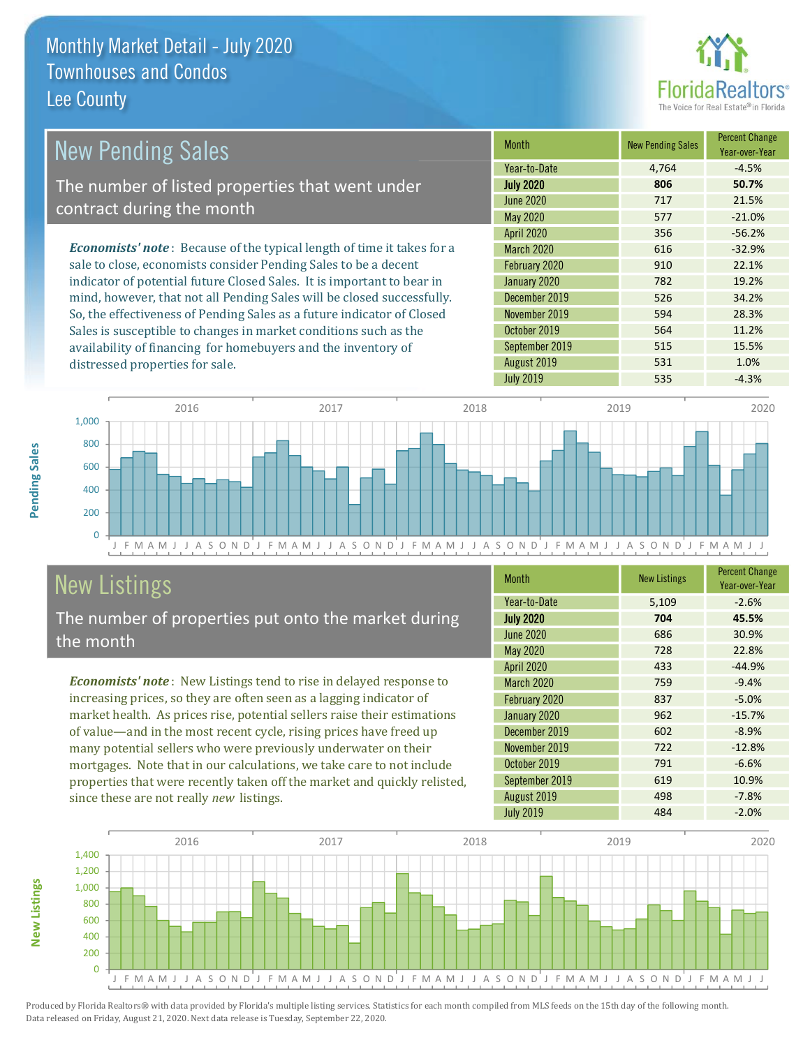# Monthly Market Detail - July 2020
## Townhouses and Condos
## Lee County

## New Pending Sales

The number of listed properties that went under contract during the month

*Economists' note*: Because of the typical length of time it takes for a sale to close, economists consider Pending Sales to be a decent indicator of potential future Closed Sales. It is important to bear in mind, however, that not all Pending Sales will be closed successfully. So, the effectiveness of Pending Sales as a future indicator of Closed Sales is susceptible to changes in market conditions such as the availability of financing for homebuyers and the inventory of distressed properties for sale.

| Month | New Pending Sales | Percent Change Year-over-Year |
|---|---|---|
| Year-to-Date | 4,764 | -4.5% |
| **July 2020** | **806** | **50.7%** |
| June 2020 | 717 | 21.5% |
| May 2020 | 577 | -21.0% |
| April 2020 | 356 | -56.2% |
| March 2020 | 616 | -32.9% |
| February 2020 | 910 | 22.1% |
| January 2020 | 782 | 19.2% |
| December 2019 | 526 | 34.2% |
| November 2019 | 594 | 28.3% |
| October 2019 | 564 | 11.2% |
| September 2019 | 515 | 15.5% |
| August 2019 | 531 | 1.0% |
| July 2019 | 535 | -4.3% |

## New Listings

The number of properties put onto the market during the month

*Economists' note*: New Listings tend to rise in delayed response to increasing prices, so they are often seen as a lagging indicator of market health. As prices rise, potential sellers raise their estimations of value—and in the most recent cycle, rising prices have freed up many potential sellers who were previously underwater on their mortgages. Note that in our calculations, we take care to not include properties that were recently taken off the market and quickly relisted, since these are not really *new* listings.

| Month | New Listings | Percent Change Year-over-Year |
|---|---|---|
| Year-to-Date | 5,109 | -2.6% |
| **July 2020** | **704** | **45.5%** |
| June 2020 | 686 | 30.9% |
| May 2020 | 728 | 22.8% |
| April 2020 | 433 | -44.9% |
| March 2020 | 759 | -9.4% |
| February 2020 | 837 | -5.0% |
| January 2020 | 962 | -15.7% |
| December 2019 | 602 | -8.9% |
| November 2019 | 722 | -12.8% |
| October 2019 | 791 | -6.6% |
| September 2019 | 619 | 10.9% |
| August 2019 | 498 | -7.8% |
| July 2019 | 484 | -2.0% |

Produced by Florida Realtors® with data provided by Florida's multiple listing services. Statistics for each month compiled from MLS feeds on the 15th day of the following month. Data released on Friday, August 21, 2020. Next data release is Tuesday, September 22, 2020.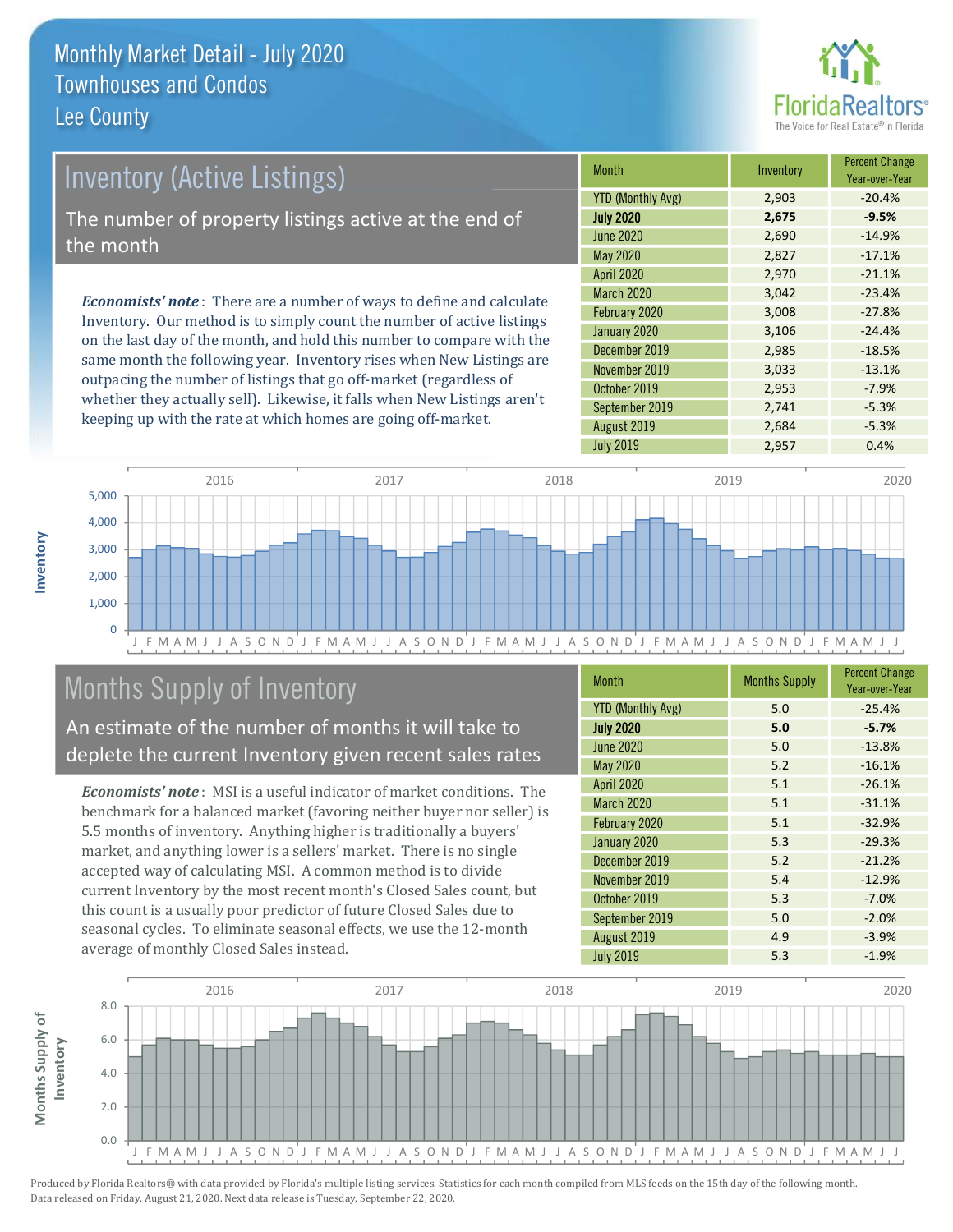# Monthly Market Detail - July 2020
## Townhouses and Condos
## Lee County

## Inventory (Active Listings)

The number of property listings active at the end of the month

***Economists' note***: There are a number of ways to define and calculate Inventory. Our method is to simply count the number of active listings on the last day of the month, and hold this number to compare with the same month the following year. Inventory rises when New Listings are outpacing the number of listings that go off-market (regardless of whether they actually sell). Likewise, it falls when New Listings aren't keeping up with the rate at which homes are going off-market.

| Month | Inventory | Percent Change Year-over-Year |
|---|---|---|
| YTD (Monthly Avg) | 2,903 | -20.4% |
| **July 2020** | **2,675** | **-9.5%** |
| June 2020 | 2,690 | -14.9% |
| May 2020 | 2,827 | -17.1% |
| April 2020 | 2,970 | -21.1% |
| March 2020 | 3,042 | -23.4% |
| February 2020 | 3,008 | -27.8% |
| January 2020 | 3,106 | -24.4% |
| December 2019 | 2,985 | -18.5% |
| November 2019 | 3,033 | -13.1% |
| October 2019 | 2,953 | -7.9% |
| September 2019 | 2,741 | -5.3% |
| August 2019 | 2,684 | -5.3% |
| July 2019 | 2,957 | 0.4% |

## Months Supply of Inventory

An estimate of the number of months it will take to deplete the current Inventory given recent sales rates

***Economists' note***: MSI is a useful indicator of market conditions. The benchmark for a balanced market (favoring neither buyer nor seller) is 5.5 months of inventory. Anything higher is traditionally a buyers' market, and anything lower is a sellers' market. There is no single accepted way of calculating MSI. A common method is to divide current Inventory by the most recent month's Closed Sales count, but this count is a usually poor predictor of future Closed Sales due to seasonal cycles. To eliminate seasonal effects, we use the 12-month average of monthly Closed Sales instead.

| Month | Months Supply | Percent Change Year-over-Year |
|---|---|---|
| YTD (Monthly Avg) | 5.0 | -25.4% |
| **July 2020** | **5.0** | **-5.7%** |
| June 2020 | 5.0 | -13.8% |
| May 2020 | 5.2 | -16.1% |
| April 2020 | 5.1 | -26.1% |
| March 2020 | 5.1 | -31.1% |
| February 2020 | 5.1 | -32.9% |
| January 2020 | 5.3 | -29.3% |
| December 2019 | 5.2 | -21.2% |
| November 2019 | 5.4 | -12.9% |
| October 2019 | 5.3 | -7.0% |
| September 2019 | 5.0 | -2.0% |
| August 2019 | 4.9 | -3.9% |
| July 2019 | 5.3 | -1.9% |

Produced by Florida Realtors® with data provided by Florida's multiple listing services. Statistics for each month compiled from MLS feeds on the 15th day of the following month. Data released on Friday, August 21, 2020. Next data release is Tuesday, September 22, 2020.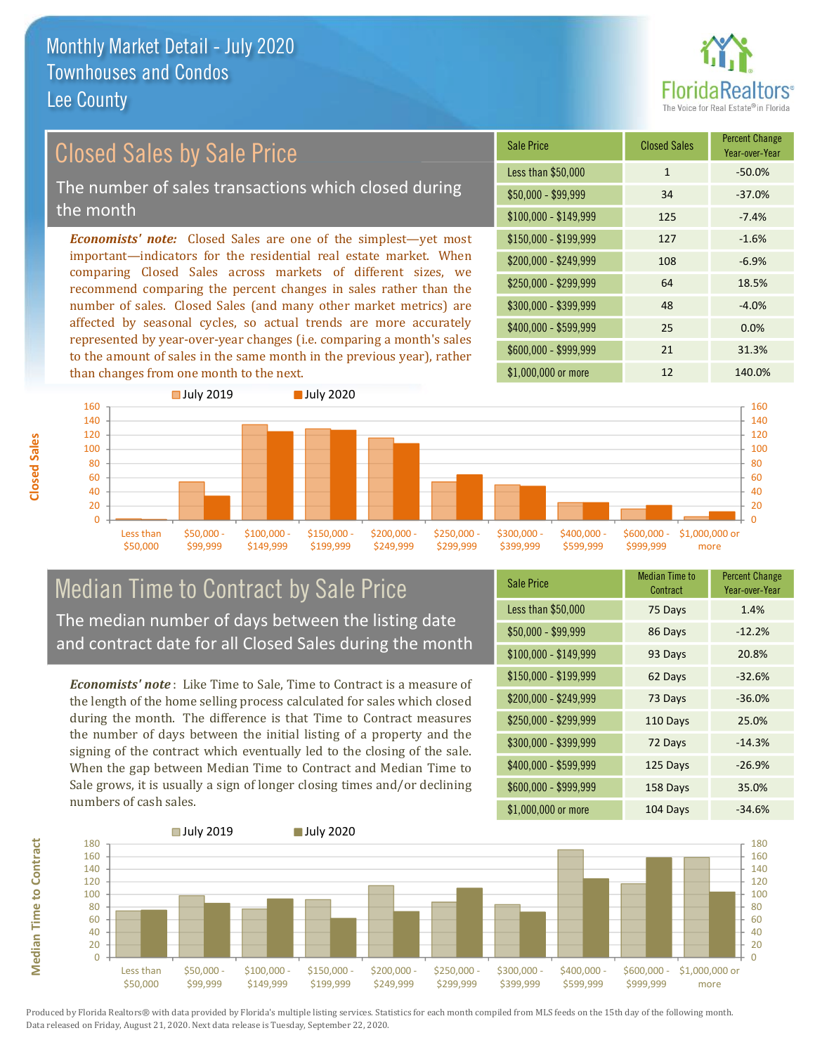# Monthly Market Detail - July 2020
## Townhouses and Condos
## Lee County

## Closed Sales by Sale Price

The number of sales transactions which closed during the month

***Economists' note:*** Closed Sales are one of the simplest—yet most important—indicators for the residential real estate market. When comparing Closed Sales across markets of different sizes, we recommend comparing the percent changes in sales rather than the number of sales. Closed Sales (and many other market metrics) are affected by seasonal cycles, so actual trends are more accurately represented by year-over-year changes (i.e. comparing a month's sales to the amount of sales in the same month in the previous year), rather than changes from one month to the next.

| Sale Price | Closed Sales | Percent Change Year-over-Year |
|---|---|---|
| Less than $50,000 | 1 | -50.0% |
| $50,000 - $99,999 | 34 | -37.0% |
| $100,000 - $149,999 | 125 | -7.4% |
| $150,000 - $199,999 | 127 | -1.6% |
| $200,000 - $249,999 | 108 | -6.9% |
| $250,000 - $299,999 | 64 | 18.5% |
| $300,000 - $399,999 | 48 | -4.0% |
| $400,000 - $599,999 | 25 | 0.0% |
| $600,000 - $999,999 | 21 | 31.3% |
| $1,000,000 or more | 12 | 140.0% |

## Median Time to Contract by Sale Price

The median number of days between the listing date and contract date for all Closed Sales during the month

***Economists' note*** : Like Time to Sale, Time to Contract is a measure of the length of the home selling process calculated for sales which closed during the month. The difference is that Time to Contract measures the number of days between the initial listing of a property and the signing of the contract which eventually led to the closing of the sale. When the gap between Median Time to Contract and Median Time to Sale grows, it is usually a sign of longer closing times and/or declining numbers of cash sales.

| Sale Price | Median Time to Contract | Percent Change Year-over-Year |
|---|---|---|
| Less than $50,000 | 75 Days | 1.4% |
| $50,000 - $99,999 | 86 Days | -12.2% |
| $100,000 - $149,999 | 93 Days | 20.8% |
| $150,000 - $199,999 | 62 Days | -32.6% |
| $200,000 - $249,999 | 73 Days | -36.0% |
| $250,000 - $299,999 | 110 Days | 25.0% |
| $300,000 - $399,999 | 72 Days | -14.3% |
| $400,000 - $599,999 | 125 Days | -26.9% |
| $600,000 - $999,999 | 158 Days | 35.0% |
| $1,000,000 or more | 104 Days | -34.6% |

Produced by Florida Realtors® with data provided by Florida's multiple listing services. Statistics for each month compiled from MLS feeds on the 15th day of the following month. Data released on Friday, August 21, 2020. Next data release is Tuesday, September 22, 2020.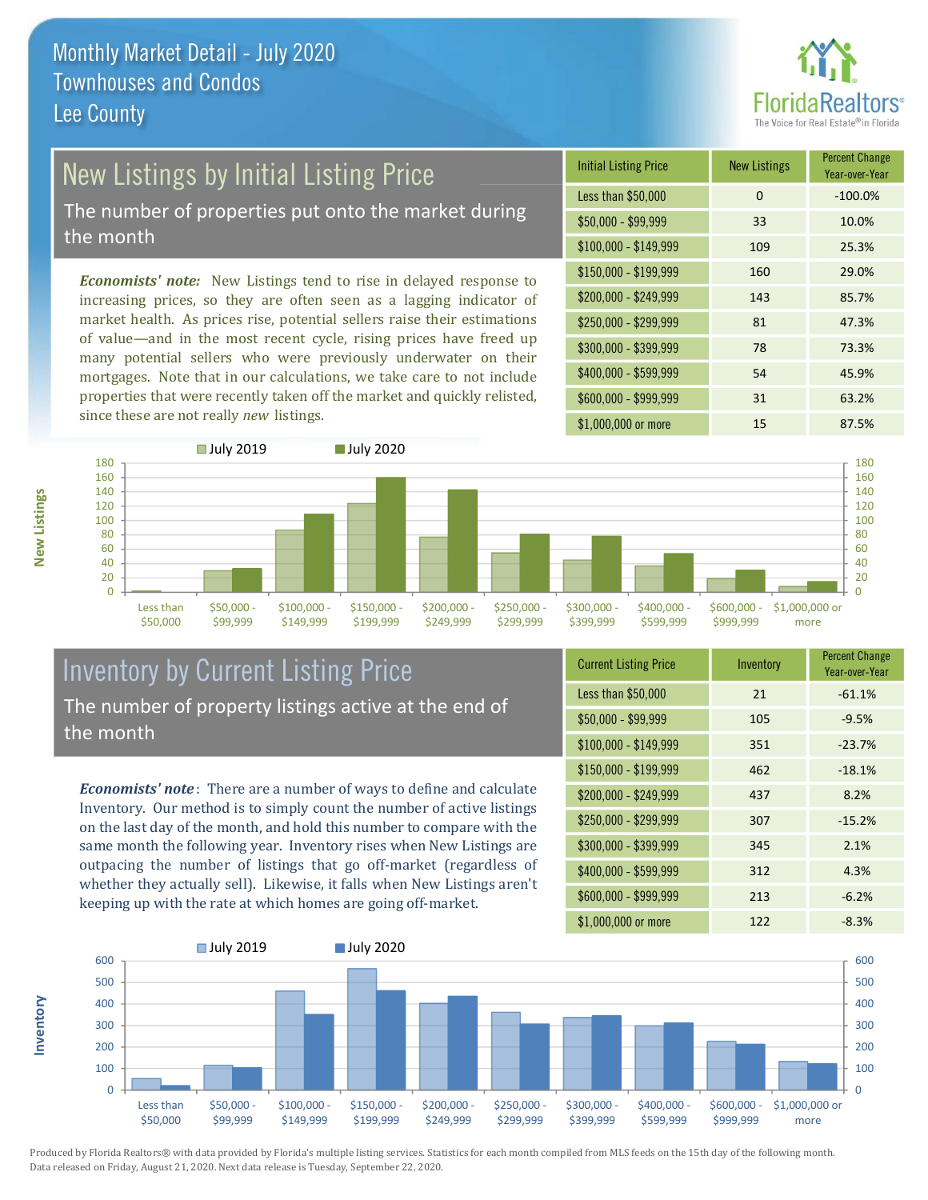# Monthly Market Detail - July 2020
## Townhouses and Condos
## Lee County

## New Listings by Initial Listing Price

The number of properties put onto the market during the month

*Economists' note*: New Listings tend to rise in delayed response to increasing prices, so they are often seen as a lagging indicator of market health. As prices rise, potential sellers raise their estimations of value—and in the most recent cycle, rising prices have freed up many potential sellers who were previously underwater on their mortgages. Note that in our calculations, we take care to not include properties that were recently taken off the market and quickly relisted, since these are not really *new* listings.

| Initial Listing Price | New Listings | Percent Change Year-over-Year |
|---|---|---|
| Less than $50,000 | 0 | -100.0% |
| $50,000 - $99,999 | 33 | 10.0% |
| $100,000 - $149,999 | 109 | 25.3% |
| $150,000 - $199,999 | 160 | 29.0% |
| $200,000 - $249,999 | 143 | 85.7% |
| $250,000 - $299,999 | 81 | 47.3% |
| $300,000 - $399,999 | 78 | 73.3% |
| $400,000 - $599,999 | 54 | 45.9% |
| $600,000 - $999,999 | 31 | 63.2% |
| $1,000,000 or more | 15 | 87.5% |

## Inventory by Current Listing Price

The number of property listings active at the end of the month

*Economists' note*: There are a number of ways to define and calculate Inventory. Our method is to simply count the number of active listings on the last day of the month, and hold this number to compare with the same month the following year. Inventory rises when New Listings are outpacing the number of listings that go off-market (regardless of whether they actually sell). Likewise, it falls when New Listings aren't keeping up with the rate at which homes are going off-market.

| Current Listing Price | Inventory | Percent Change Year-over-Year |
|---|---|---|
| Less than $50,000 | 21 | -61.1% |
| $50,000 - $99,999 | 105 | -9.5% |
| $100,000 - $149,999 | 351 | -23.7% |
| $150,000 - $199,999 | 462 | -18.1% |
| $200,000 - $249,999 | 437 | 8.2% |
| $250,000 - $299,999 | 307 | -15.2% |
| $300,000 - $399,999 | 345 | 2.1% |
| $400,000 - $599,999 | 312 | 4.3% |
| $600,000 - $999,999 | 213 | -6.2% |
| $1,000,000 or more | 122 | -8.3% |

Produced by Florida Realtors® with data provided by Florida's multiple listing services. Statistics for each month compiled from MLS feeds on the 15th day of the following month. Data released on Friday, August 21, 2020. Next data release is Tuesday, September 22, 2020.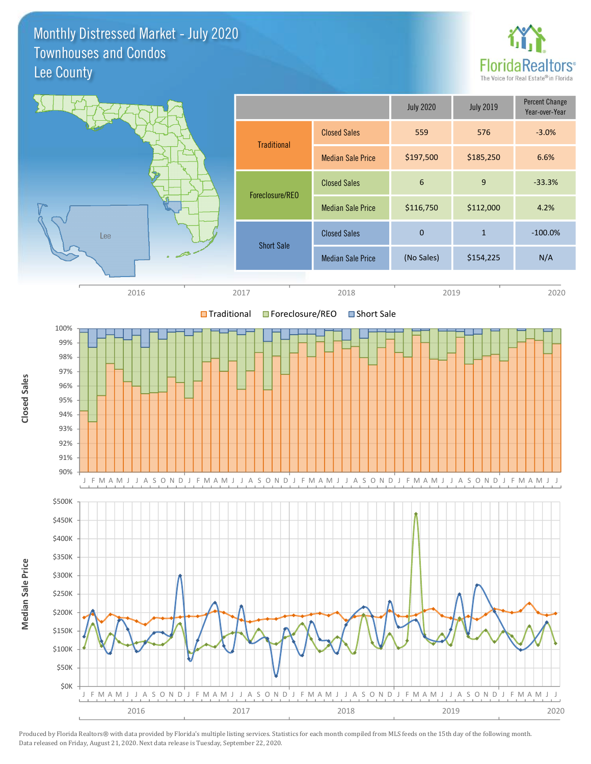# Monthly Distressed Market - July 2020
## Townhouses and Condos
## Lee County

FloridaRealtors®
The Voice for Real Estate® in Florida

Lee

| | | July 2020 | July 2019 | Percent Change Year-over-Year |
|---|---|---|---|---|
| Traditional | Closed Sales | 559 | 576 | -3.0% |
| | Median Sale Price | $197,500 | $185,250 | 6.6% |
| Foreclosure/REO | Closed Sales | 6 | 9 | -33.3% |
| | Median Sale Price | $116,750 | $112,000 | 4.2% |
| Short Sale | Closed Sales | 0 | 1 | -100.0% |
| | Median Sale Price | (No Sales) | $154,225 | N/A |

2016 2017 2018 2019 2020

Traditional Foreclosure/REO Short Sale

Closed Sales

100% 99% 98% 97% 96% 95% 94% 93% 92% 91% 90%

J F M A M J J A S O N D J F M A M J J A S O N D J F M A M J J A S O N D J F M A M J J A S O N D J F M A M J J

Median Sale Price

$500K $450K $400K $350K $300K $250K $200K $150K $100K $50K $0K

J F M A M J J A S O N D J F M A M J J A S O N D J F M A M J J A S O N D J F M A M J J A S O N D J F M A M J J

2016 2017 2018 2019 2020

Produced by Florida Realtors® with data provided by Florida's multiple listing services. Statistics for each month compiled from MLS feeds on the 15th day of the following month. Data released on Friday, August 21, 2020. Next data release is Tuesday, September 22, 2020.